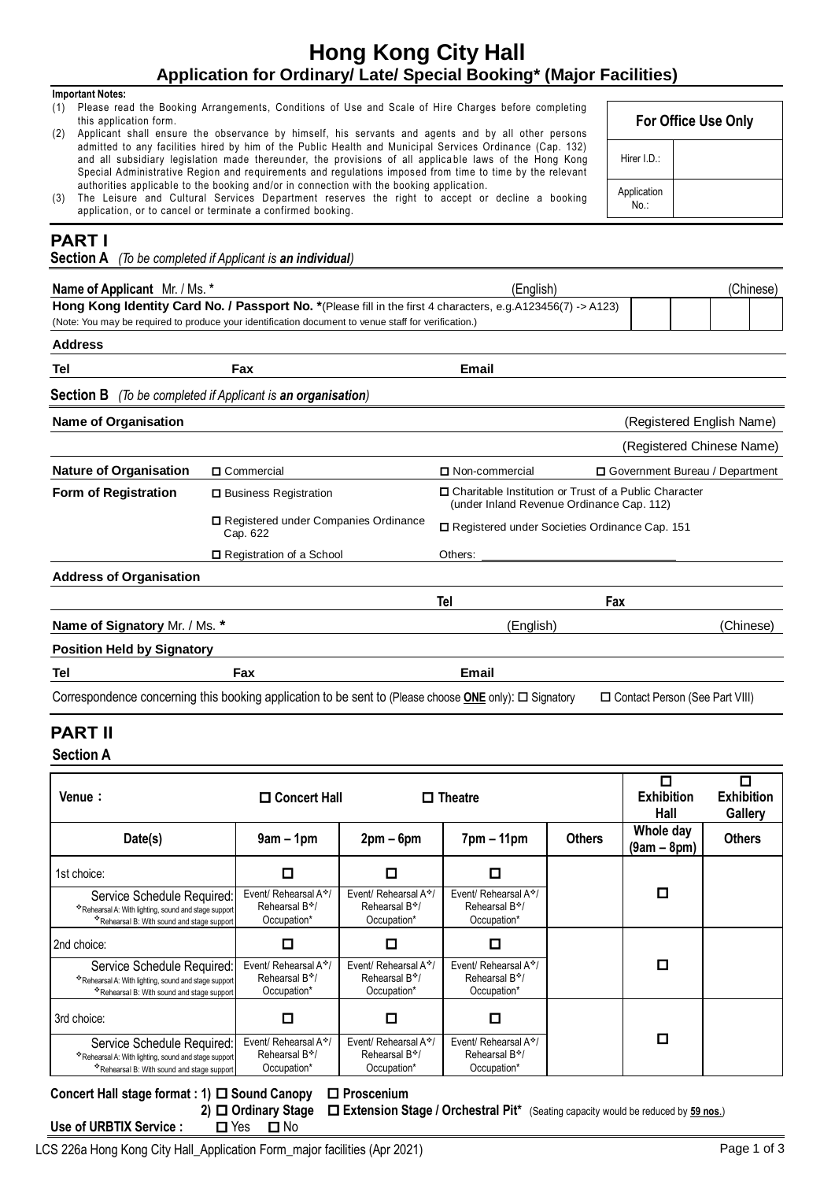# Hong Kong City Hall

## Application for Ordinary/ Late/ Special Booking* (Major Facilities)

**Important Notes:**

(1) Please read the Booking Arrangements, Conditions of Use and Scale of Hire Charges before completing this application form.
(2) Applicant shall ensure the observance by himself, his servants and agents and by all other persons admitted to any facilities hired by him of the Public Health and Municipal Services Ordinance (Cap. 132) and all subsidiary legislation made thereunder, the provisions of all applicable laws of the Hong Kong Special Administrative Region and requirements and regulations imposed from time to time by the relevant authorities applicable to the booking and/or in connection with the booking application.
(3) The Leisure and Cultural Services Department reserves the right to accept or decline a booking application, or to cancel or terminate a confirmed booking.

| For Office Use Only | |
|---|---|
| Hirer I.D.: | |
| Application No.: | |

## PART I

**Section A** *(To be completed if Applicant is **an individual**)*

**Name of Applicant** Mr. / Ms. * ______ (English) ______ (Chinese)

**Hong Kong Identity Card No. / Passport No. ***(Please fill in the first 4 characters, e.g.A123456(7) -> A123) ☐☐☐☐
(Note: You may be required to produce your identification document to venue staff for verification.)

**Address** ______

**Tel** ______ **Fax** ______ **Email** ______

**Section B** *(To be completed if Applicant is **an organisation**)*

**Name of Organisation** ______ (Registered English Name)

______ (Registered Chinese Name)

**Nature of Organisation** ☐ Commercial ☐ Non-commercial ☐ Government Bureau / Department

**Form of Registration**
- ☐ Business Registration
- ☐ Charitable Institution or Trust of a Public Character (under Inland Revenue Ordinance Cap. 112)
- ☐ Registered under Companies Ordinance Cap. 622
- ☐ Registered under Societies Ordinance Cap. 151
- ☐ Registration of a School
- Others: ______

**Address of Organisation** ______

**Tel** ______ **Fax** ______

**Name of Signatory** Mr. / Ms. * ______ (English) ______ (Chinese)

**Position Held by Signatory** ______

**Tel** ______ **Fax** ______ **Email** ______

Correspondence concerning this booking application to be sent to (Please choose **ONE** only): ☐ Signatory ☐ Contact Person (See Part VIII)

## PART II

**Section A**

| **Venue :** | ☐ **Concert Hall** | ☐ **Theatre** | | | ☐ **Exhibition Hall** | ☐ **Exhibition Gallery** |
|---|---|---|---|---|---|---|
| **Date(s)** | **9am – 1pm** | **2pm – 6pm** | **7pm – 11pm** | **Others** | **Whole day (9am – 8pm)** | **Others** |
| 1st choice: | ☐ | ☐ | ☐ | | ☐ | |
| Service Schedule Required: ❖Rehearsal A: With lighting, sound and stage support ❖Rehearsal B: With sound and stage support | Event/ Rehearsal A❖/ Rehearsal B❖/ Occupation* | Event/ Rehearsal A❖/ Rehearsal B❖/ Occupation* | Event/ Rehearsal A❖/ Rehearsal B❖/ Occupation* | | | |
| 2nd choice: | ☐ | ☐ | ☐ | | ☐ | |
| Service Schedule Required: ❖Rehearsal A: With lighting, sound and stage support ❖Rehearsal B: With sound and stage support | Event/ Rehearsal A❖/ Rehearsal B❖/ Occupation* | Event/ Rehearsal A❖/ Rehearsal B❖/ Occupation* | Event/ Rehearsal A❖/ Rehearsal B❖/ Occupation* | | | |
| 3rd choice: | ☐ | ☐ | ☐ | | ☐ | |
| Service Schedule Required: ❖Rehearsal A: With lighting, sound and stage support ❖Rehearsal B: With sound and stage support | Event/ Rehearsal A❖/ Rehearsal B❖/ Occupation* | Event/ Rehearsal A❖/ Rehearsal B❖/ Occupation* | Event/ Rehearsal A❖/ Rehearsal B❖/ Occupation* | | | |

**Concert Hall stage format : 1)** ☐ **Sound Canopy** ☐ **Proscenium**
**2)** ☐ **Ordinary Stage** ☐ **Extension Stage / Orchestral Pit*** (Seating capacity would be reduced by **59 nos**.)

**Use of URBTIX Service :** ☐ Yes ☐ No

LCS 226a Hong Kong City Hall_Application Form_major facilities (Apr 2021)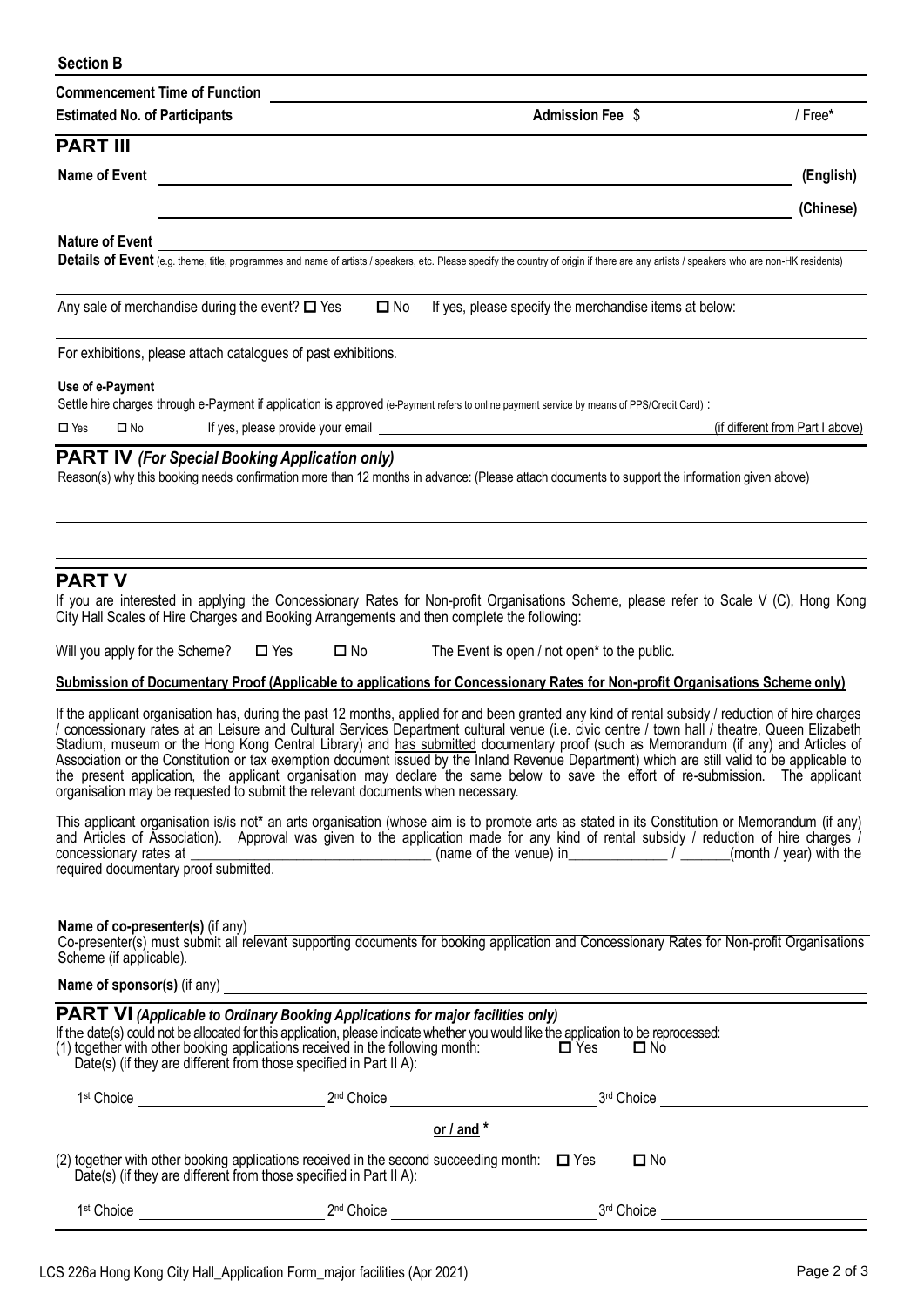**Section B**

**Commencement Time of Function** ____________________

**Estimated No. of Participants** ____________________ **Admission Fee** $ ____________ / Free*

## PART III

**Name of Event** ____________________ **(English)**

____________________ **(Chinese)**

**Nature of Event** ____________________

**Details of Event** (e.g. theme, title, programmes and name of artists / speakers, etc. Please specify the country of origin if there are any artists / speakers who are non-HK residents)

Any sale of merchandise during the event? ☐ Yes ☐ No If yes, please specify the merchandise items at below:

For exhibitions, please attach catalogues of past exhibitions.

**Use of e-Payment**

Settle hire charges through e-Payment if application is approved (e-Payment refers to online payment service by means of PPS/Credit Card) :

☐ Yes ☐ No If yes, please provide your email ____________________ (if different from Part I above)

## PART IV *(For Special Booking Application only)*

Reason(s) why this booking needs confirmation more than 12 months in advance: (Please attach documents to support the information given above)

## PART V

If you are interested in applying the Concessionary Rates for Non-profit Organisations Scheme, please refer to Scale V (C), Hong Kong City Hall Scales of Hire Charges and Booking Arrangements and then complete the following:

Will you apply for the Scheme? ☐ Yes ☐ No The Event is open / not open* to the public.

**Submission of Documentary Proof (Applicable to applications for Concessionary Rates for Non-profit Organisations Scheme only)**

If the applicant organisation has, during the past 12 months, applied for and been granted any kind of rental subsidy / reduction of hire charges / concessionary rates at an Leisure and Cultural Services Department cultural venue (i.e. civic centre / town hall / theatre, Queen Elizabeth Stadium, museum or the Hong Kong Central Library) and has submitted documentary proof (such as Memorandum (if any) and Articles of Association or the Constitution or tax exemption document issued by the Inland Revenue Department) which are still valid to be applicable to the present application, the applicant organisation may declare the same below to save the effort of re-submission. The applicant organisation may be requested to submit the relevant documents when necessary.

This applicant organisation is/is not* an arts organisation (whose aim is to promote arts as stated in its Constitution or Memorandum (if any) and Articles of Association). Approval was given to the application made for any kind of rental subsidy / reduction of hire charges / concessionary rates at ____________________ (name of the venue) in____________ / _______(month / year) with the required documentary proof submitted.

**Name of co-presenter(s)** (if any) ____________________

Co-presenter(s) must submit all relevant supporting documents for booking application and Concessionary Rates for Non-profit Organisations Scheme (if applicable).

**Name of sponsor(s)** (if any) ____________________

## PART VI *(Applicable to Ordinary Booking Applications for major facilities only)*

If the date(s) could not be allocated for this application, please indicate whether you would like the application to be reprocessed:

(1) together with other booking applications received in the following month: ☐ Yes ☐ No
Date(s) (if they are different from those specified in Part II A):

1st Choice ____________ 2nd Choice ____________ 3rd Choice ____________

**or / and ***

(2) together with other booking applications received in the second succeeding month: ☐ Yes ☐ No
Date(s) (if they are different from those specified in Part II A):

1st Choice ____________ 2nd Choice ____________ 3rd Choice ____________

LCS 226a Hong Kong City Hall_Application Form_major facilities (Apr 2021)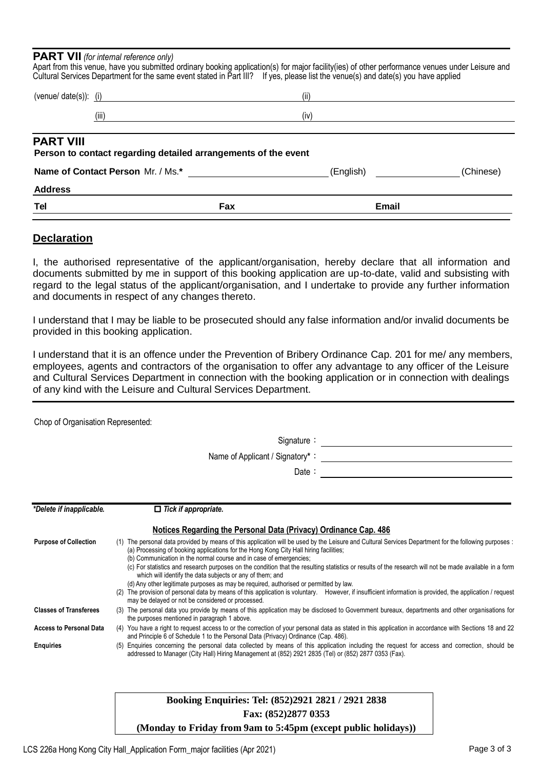## PART VII *(for internal reference only)*

Apart from this venue, have you submitted ordinary booking application(s) for major facility(ies) of other performance venues under Leisure and Cultural Services Department for the same event stated in Part III? If yes, please list the venue(s) and date(s) you have applied

(venue/ date(s)): (i) ____________________ (ii) ____________________

(iii) ____________________ (iv) ____________________

## PART VIII

**Person to contact regarding detailed arrangements of the event**

**Name of Contact Person** Mr. / Ms.* ____________________ (English) ____________________ (Chinese)

**Address** ____________________

**Tel** ____________ **Fax** ____________ **Email** ____________

## Declaration

I, the authorised representative of the applicant/organisation, hereby declare that all information and documents submitted by me in support of this booking application are up-to-date, valid and subsisting with regard to the legal status of the applicant/organisation, and I undertake to provide any further information and documents in respect of any changes thereto.

I understand that I may be liable to be prosecuted should any false information and/or invalid documents be provided in this booking application.

I understand that it is an offence under the Prevention of Bribery Ordinance Cap. 201 for me/ any members, employees, agents and contractors of the organisation to offer any advantage to any officer of the Leisure and Cultural Services Department in connection with the booking application or in connection with dealings of any kind with the Leisure and Cultural Services Department.

Chop of Organisation Represented:

Signature： ____________________

Name of Applicant / Signatory*： ____________________

Date： ____________________

*\*Delete if inapplicable.* ☐ *Tick if appropriate.*

### Notices Regarding the Personal Data (Privacy) Ordinance Cap. 486

**Purpose of Collection**

(1) The personal data provided by means of this application will be used by the Leisure and Cultural Services Department for the following purposes :
(a) Processing of booking applications for the Hong Kong City Hall hiring facilities;
(b) Communication in the normal course and in case of emergencies;
(c) For statistics and research purposes on the condition that the resulting statistics or results of the research will not be made available in a form which will identify the data subjects or any of them; and
(d) Any other legitimate purposes as may be required, authorised or permitted by law.

(2) The provision of personal data by means of this application is voluntary. However, if insufficient information is provided, the application / request may be delayed or not be considered or processed.

**Classes of Transferees**

(3) The personal data you provide by means of this application may be disclosed to Government bureaux, departments and other organisations for the purposes mentioned in paragraph 1 above.

**Access to Personal Data**

(4) You have a right to request access to or the correction of your personal data as stated in this application in accordance with Sections 18 and 22 and Principle 6 of Schedule 1 to the Personal Data (Privacy) Ordinance (Cap. 486).

**Enquiries**

(5) Enquiries concerning the personal data collected by means of this application including the request for access and correction, should be addressed to Manager (City Hall) Hiring Management at (852) 2921 2835 (Tel) or (852) 2877 0353 (Fax).

**Booking Enquiries: Tel: (852)2921 2821 / 2921 2838**
**Fax: (852)2877 0353**
**(Monday to Friday from 9am to 5:45pm (except public holidays))**

LCS 226a Hong Kong City Hall_Application Form_major facilities (Apr 2021)